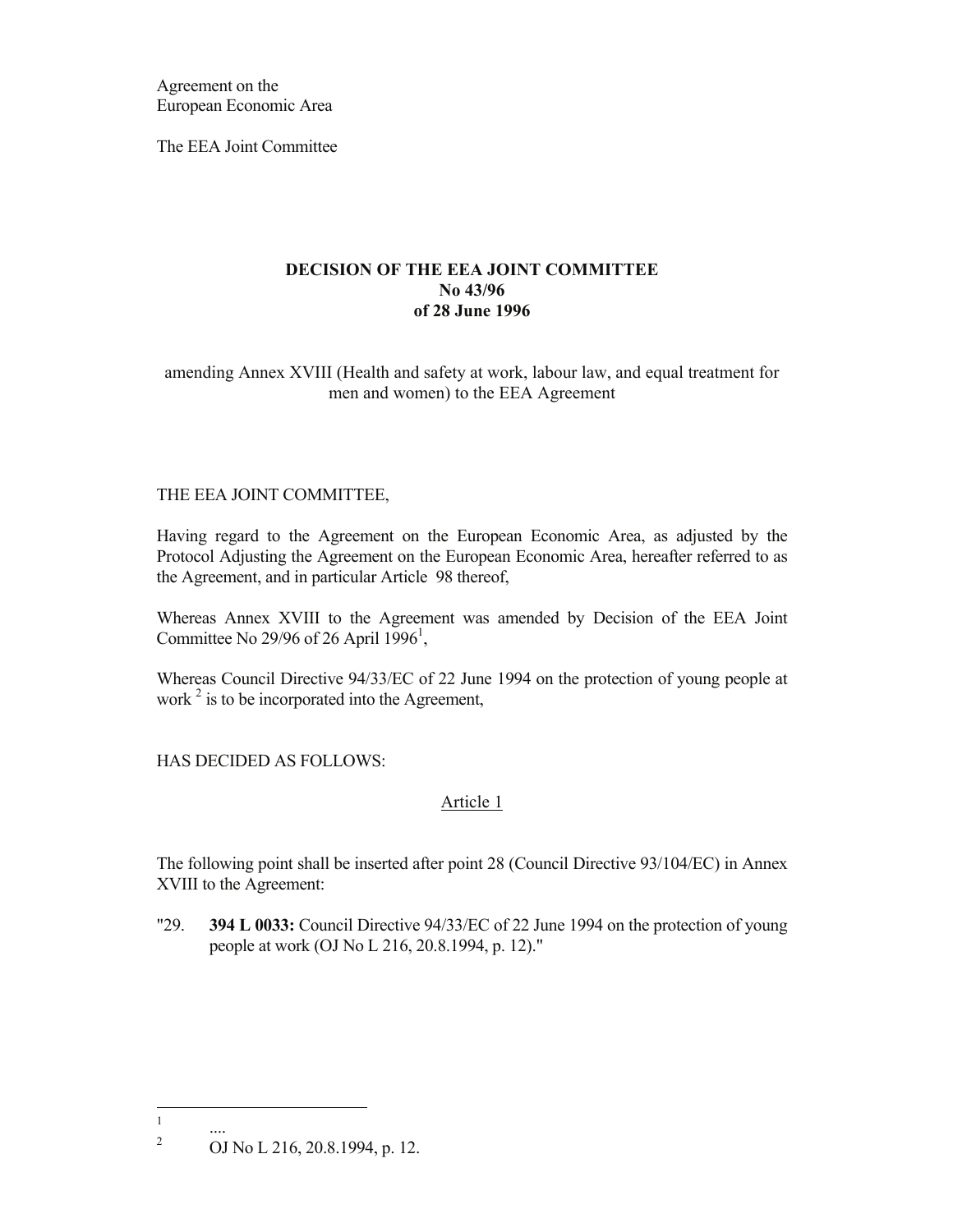Agreement on the
European Economic Area

The EEA Joint Committee

**DECISION OF THE EEA JOINT COMMITTEE**
**No 43/96**
**of 28 June 1996**

amending Annex XVIII (Health and safety at work, labour law, and equal treatment for men and women) to the EEA Agreement

THE EEA JOINT COMMITTEE,

Having regard to the Agreement on the European Economic Area, as adjusted by the Protocol Adjusting the Agreement on the European Economic Area, hereafter referred to as the Agreement, and in particular Article 98 thereof,

Whereas Annex XVIII to the Agreement was amended by Decision of the EEA Joint Committee No 29/96 of 26 April 1996[1],

Whereas Council Directive 94/33/EC of 22 June 1994 on the protection of young people at work [2] is to be incorporated into the Agreement,

HAS DECIDED AS FOLLOWS:

Article 1

The following point shall be inserted after point 28 (Council Directive 93/104/EC) in Annex XVIII to the Agreement:

"29. **394 L 0033:** Council Directive 94/33/EC of 22 June 1994 on the protection of young people at work (OJ No L 216, 20.8.1994, p. 12)."

---

[1] ....

[2] OJ No L 216, 20.8.1994, p. 12.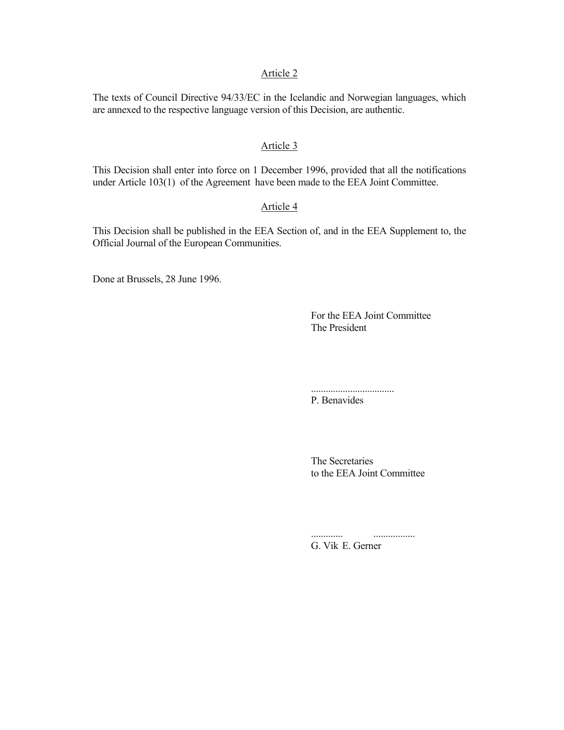Article 2

The texts of Council Directive 94/33/EC in the Icelandic and Norwegian languages, which are annexed to the respective language version of this Decision, are authentic.

Article 3

This Decision shall enter into force on 1 December 1996, provided that all the notifications under Article 103(1) of the Agreement have been made to the EEA Joint Committee.

Article 4

This Decision shall be published in the EEA Section of, and in the EEA Supplement to, the Official Journal of the European Communities.

Done at Brussels, 28 June 1996.

For the EEA Joint Committee
The President

..................................
P. Benavides

The Secretaries
to the EEA Joint Committee

............. .................
G. Vik E. Gerner